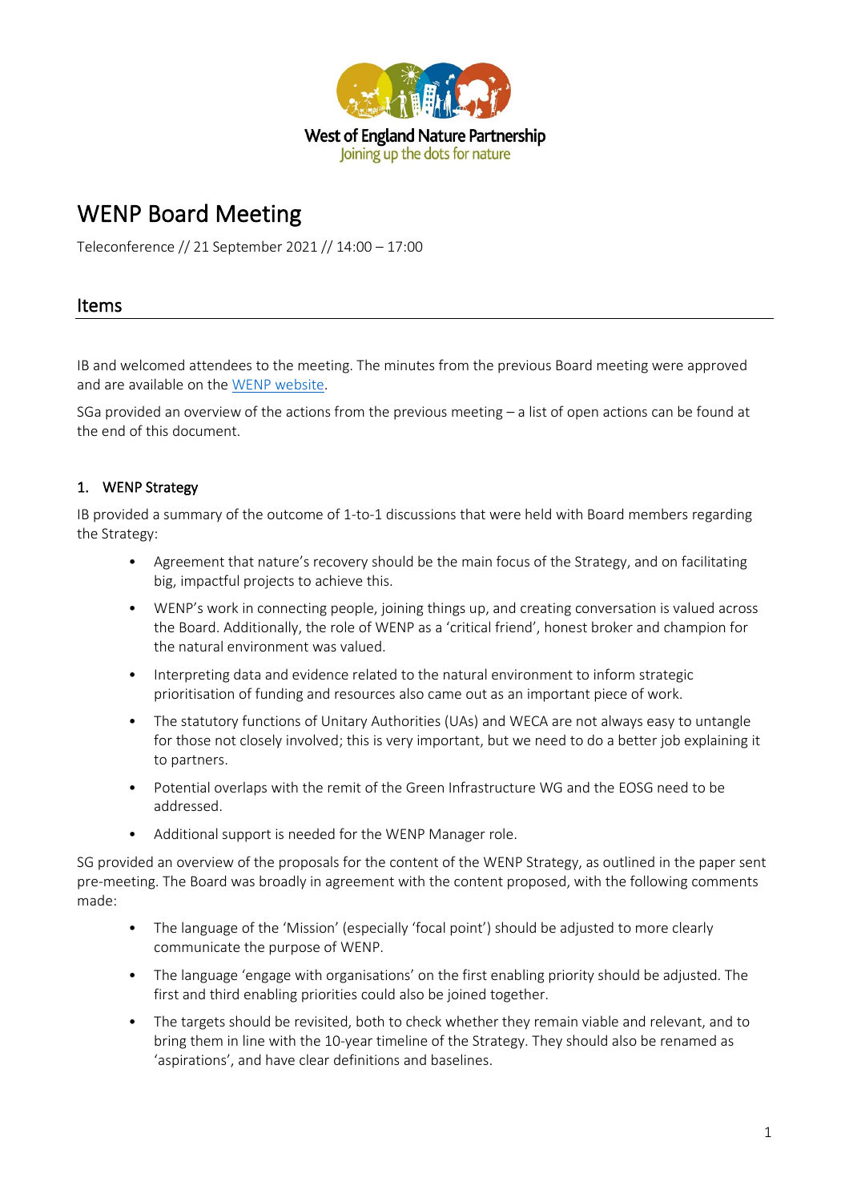West of England Nature Partnership
Joining up the dots for nature

# WENP Board Meeting

Teleconference // 21 September 2021 // 14:00 – 17:00

## Items

IB and welcomed attendees to the meeting. The minutes from the previous Board meeting were approved and are available on the [WENP website](#).

SGa provided an overview of the actions from the previous meeting – a list of open actions can be found at the end of this document.

### 1. WENP Strategy

IB provided a summary of the outcome of 1-to-1 discussions that were held with Board members regarding the Strategy:

- Agreement that nature's recovery should be the main focus of the Strategy, and on facilitating big, impactful projects to achieve this.
- WENP's work in connecting people, joining things up, and creating conversation is valued across the Board. Additionally, the role of WENP as a 'critical friend', honest broker and champion for the natural environment was valued.
- Interpreting data and evidence related to the natural environment to inform strategic prioritisation of funding and resources also came out as an important piece of work.
- The statutory functions of Unitary Authorities (UAs) and WECA are not always easy to untangle for those not closely involved; this is very important, but we need to do a better job explaining it to partners.
- Potential overlaps with the remit of the Green Infrastructure WG and the EOSG need to be addressed.
- Additional support is needed for the WENP Manager role.

SG provided an overview of the proposals for the content of the WENP Strategy, as outlined in the paper sent pre-meeting. The Board was broadly in agreement with the content proposed, with the following comments made:

- The language of the 'Mission' (especially 'focal point') should be adjusted to more clearly communicate the purpose of WENP.
- The language 'engage with organisations' on the first enabling priority should be adjusted. The first and third enabling priorities could also be joined together.
- The targets should be revisited, both to check whether they remain viable and relevant, and to bring them in line with the 10-year timeline of the Strategy. They should also be renamed as 'aspirations', and have clear definitions and baselines.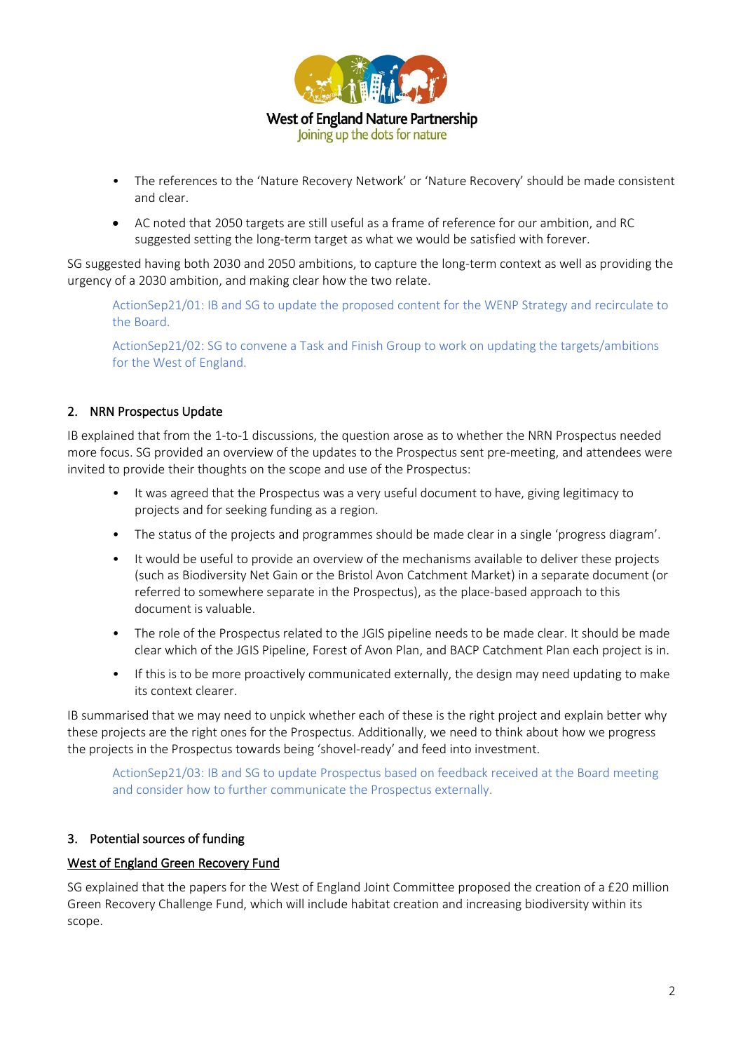- The references to the 'Nature Recovery Network' or 'Nature Recovery' should be made consistent and clear.
- AC noted that 2050 targets are still useful as a frame of reference for our ambition, and RC suggested setting the long-term target as what we would be satisfied with forever.

SG suggested having both 2030 and 2050 ambitions, to capture the long-term context as well as providing the urgency of a 2030 ambition, and making clear how the two relate.

> ActionSep21/01: IB and SG to update the proposed content for the WENP Strategy and recirculate to the Board.
>
> ActionSep21/02: SG to convene a Task and Finish Group to work on updating the targets/ambitions for the West of England.

## 2. NRN Prospectus Update

IB explained that from the 1-to-1 discussions, the question arose as to whether the NRN Prospectus needed more focus. SG provided an overview of the updates to the Prospectus sent pre-meeting, and attendees were invited to provide their thoughts on the scope and use of the Prospectus:

- It was agreed that the Prospectus was a very useful document to have, giving legitimacy to projects and for seeking funding as a region.
- The status of the projects and programmes should be made clear in a single 'progress diagram'.
- It would be useful to provide an overview of the mechanisms available to deliver these projects (such as Biodiversity Net Gain or the Bristol Avon Catchment Market) in a separate document (or referred to somewhere separate in the Prospectus), as the place-based approach to this document is valuable.
- The role of the Prospectus related to the JGIS pipeline needs to be made clear. It should be made clear which of the JGIS Pipeline, Forest of Avon Plan, and BACP Catchment Plan each project is in.
- If this is to be more proactively communicated externally, the design may need updating to make its context clearer.

IB summarised that we may need to unpick whether each of these is the right project and explain better why these projects are the right ones for the Prospectus. Additionally, we need to think about how we progress the projects in the Prospectus towards being 'shovel-ready' and feed into investment.

> ActionSep21/03: IB and SG to update Prospectus based on feedback received at the Board meeting and consider how to further communicate the Prospectus externally.

## 3. Potential sources of funding

<u>West of England Green Recovery Fund</u>

SG explained that the papers for the West of England Joint Committee proposed the creation of a £20 million Green Recovery Challenge Fund, which will include habitat creation and increasing biodiversity within its scope.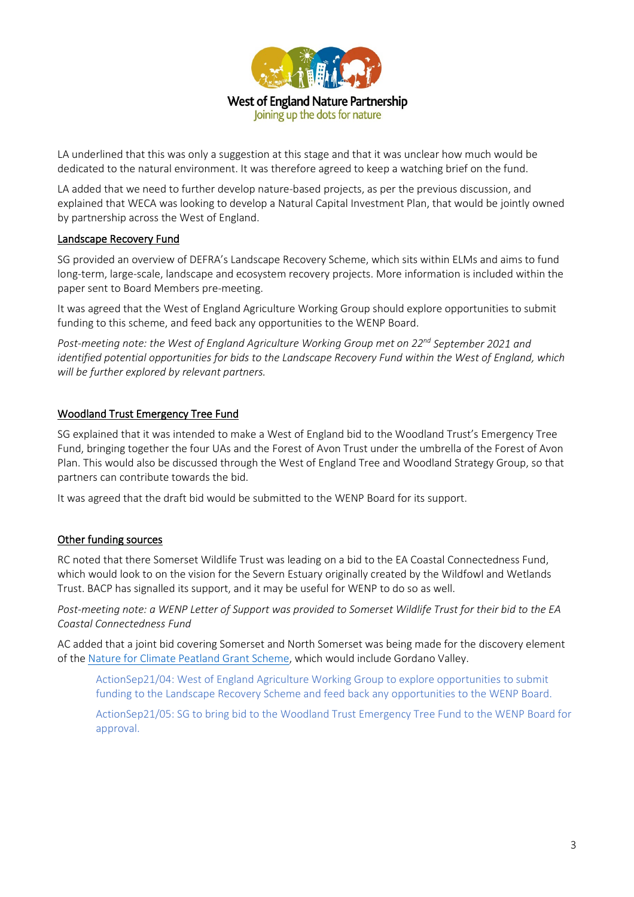LA underlined that this was only a suggestion at this stage and that it was unclear how much would be dedicated to the natural environment. It was therefore agreed to keep a watching brief on the fund.

LA added that we need to further develop nature-based projects, as per the previous discussion, and explained that WECA was looking to develop a Natural Capital Investment Plan, that would be jointly owned by partnership across the West of England.

## Landscape Recovery Fund

SG provided an overview of DEFRA's Landscape Recovery Scheme, which sits within ELMs and aims to fund long-term, large-scale, landscape and ecosystem recovery projects. More information is included within the paper sent to Board Members pre-meeting.

It was agreed that the West of England Agriculture Working Group should explore opportunities to submit funding to this scheme, and feed back any opportunities to the WENP Board.

*Post-meeting note: the West of England Agriculture Working Group met on 22nd September 2021 and identified potential opportunities for bids to the Landscape Recovery Fund within the West of England, which will be further explored by relevant partners.*

## Woodland Trust Emergency Tree Fund

SG explained that it was intended to make a West of England bid to the Woodland Trust's Emergency Tree Fund, bringing together the four UAs and the Forest of Avon Trust under the umbrella of the Forest of Avon Plan. This would also be discussed through the West of England Tree and Woodland Strategy Group, so that partners can contribute towards the bid.

It was agreed that the draft bid would be submitted to the WENP Board for its support.

## Other funding sources

RC noted that there Somerset Wildlife Trust was leading on a bid to the EA Coastal Connectedness Fund, which would look to on the vision for the Severn Estuary originally created by the Wildfowl and Wetlands Trust. BACP has signalled its support, and it may be useful for WENP to do so as well.

*Post-meeting note: a WENP Letter of Support was provided to Somerset Wildlife Trust for their bid to the EA Coastal Connectedness Fund*

AC added that a joint bid covering Somerset and North Somerset was being made for the discovery element of the Nature for Climate Peatland Grant Scheme, which would include Gordano Valley.

> ActionSep21/04: West of England Agriculture Working Group to explore opportunities to submit funding to the Landscape Recovery Scheme and feed back any opportunities to the WENP Board.
>
> ActionSep21/05: SG to bring bid to the Woodland Trust Emergency Tree Fund to the WENP Board for approval.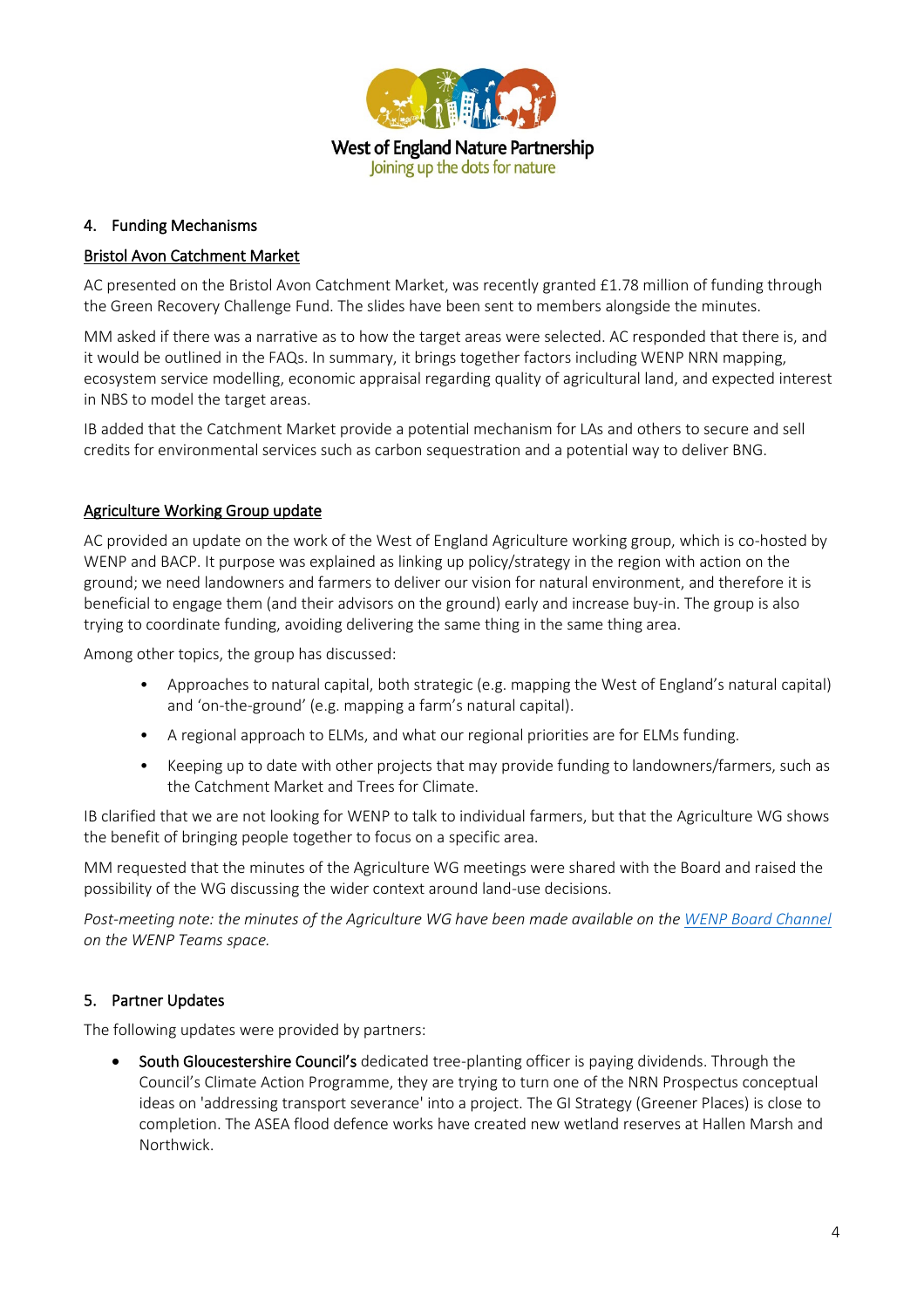## 4. Funding Mechanisms

### Bristol Avon Catchment Market

AC presented on the Bristol Avon Catchment Market, was recently granted £1.78 million of funding through the Green Recovery Challenge Fund. The slides have been sent to members alongside the minutes.

MM asked if there was a narrative as to how the target areas were selected. AC responded that there is, and it would be outlined in the FAQs. In summary, it brings together factors including WENP NRN mapping, ecosystem service modelling, economic appraisal regarding quality of agricultural land, and expected interest in NBS to model the target areas.

IB added that the Catchment Market provide a potential mechanism for LAs and others to secure and sell credits for environmental services such as carbon sequestration and a potential way to deliver BNG.

### Agriculture Working Group update

AC provided an update on the work of the West of England Agriculture working group, which is co-hosted by WENP and BACP. It purpose was explained as linking up policy/strategy in the region with action on the ground; we need landowners and farmers to deliver our vision for natural environment, and therefore it is beneficial to engage them (and their advisors on the ground) early and increase buy-in. The group is also trying to coordinate funding, avoiding delivering the same thing in the same thing area.

Among other topics, the group has discussed:

- Approaches to natural capital, both strategic (e.g. mapping the West of England's natural capital) and 'on-the-ground' (e.g. mapping a farm's natural capital).
- A regional approach to ELMs, and what our regional priorities are for ELMs funding.
- Keeping up to date with other projects that may provide funding to landowners/farmers, such as the Catchment Market and Trees for Climate.

IB clarified that we are not looking for WENP to talk to individual farmers, but that the Agriculture WG shows the benefit of bringing people together to focus on a specific area.

MM requested that the minutes of the Agriculture WG meetings were shared with the Board and raised the possibility of the WG discussing the wider context around land-use decisions.

*Post-meeting note: the minutes of the Agriculture WG have been made available on the WENP Board Channel on the WENP Teams space.*

## 5. Partner Updates

The following updates were provided by partners:

- **South Gloucestershire Council's** dedicated tree-planting officer is paying dividends. Through the Council's Climate Action Programme, they are trying to turn one of the NRN Prospectus conceptual ideas on 'addressing transport severance' into a project. The GI Strategy (Greener Places) is close to completion. The ASEA flood defence works have created new wetland reserves at Hallen Marsh and Northwick.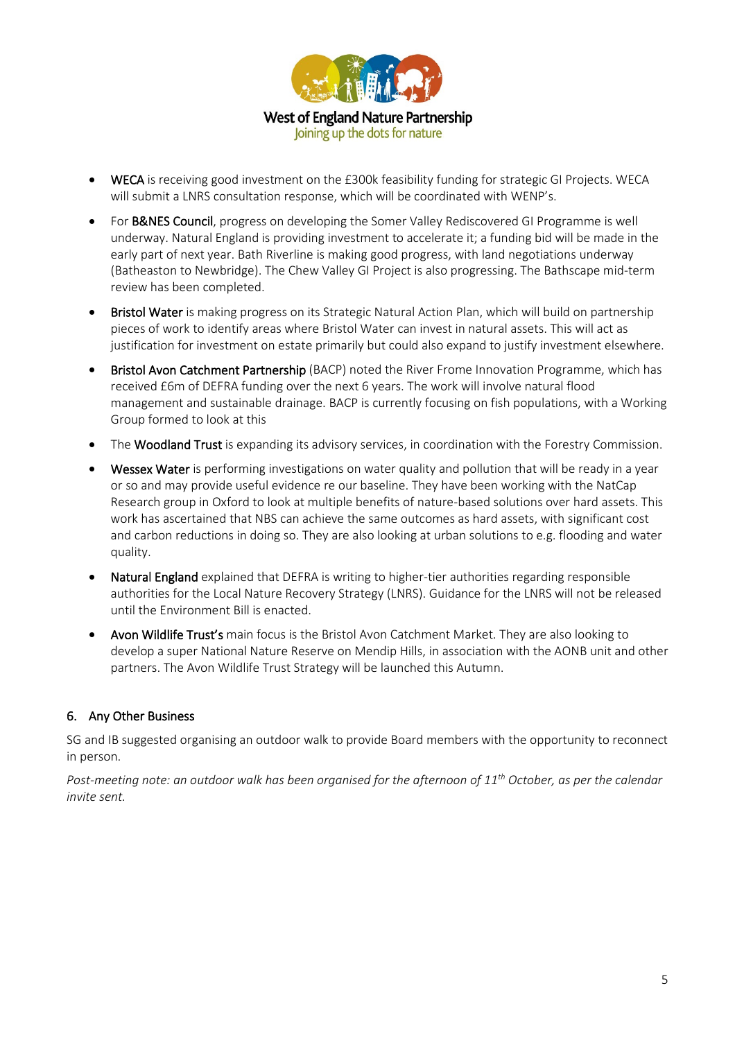- **WECA** is receiving good investment on the £300k feasibility funding for strategic GI Projects. WECA will submit a LNRS consultation response, which will be coordinated with WENP's.
- For **B&NES Council**, progress on developing the Somer Valley Rediscovered GI Programme is well underway. Natural England is providing investment to accelerate it; a funding bid will be made in the early part of next year. Bath Riverline is making good progress, with land negotiations underway (Batheaston to Newbridge). The Chew Valley GI Project is also progressing. The Bathscape mid-term review has been completed.
- **Bristol Water** is making progress on its Strategic Natural Action Plan, which will build on partnership pieces of work to identify areas where Bristol Water can invest in natural assets. This will act as justification for investment on estate primarily but could also expand to justify investment elsewhere.
- **Bristol Avon Catchment Partnership** (BACP) noted the River Frome Innovation Programme, which has received £6m of DEFRA funding over the next 6 years. The work will involve natural flood management and sustainable drainage. BACP is currently focusing on fish populations, with a Working Group formed to look at this
- The **Woodland Trust** is expanding its advisory services, in coordination with the Forestry Commission.
- **Wessex Water** is performing investigations on water quality and pollution that will be ready in a year or so and may provide useful evidence re our baseline. They have been working with the NatCap Research group in Oxford to look at multiple benefits of nature-based solutions over hard assets. This work has ascertained that NBS can achieve the same outcomes as hard assets, with significant cost and carbon reductions in doing so. They are also looking at urban solutions to e.g. flooding and water quality.
- **Natural England** explained that DEFRA is writing to higher-tier authorities regarding responsible authorities for the Local Nature Recovery Strategy (LNRS). Guidance for the LNRS will not be released until the Environment Bill is enacted.
- **Avon Wildlife Trust's** main focus is the Bristol Avon Catchment Market. They are also looking to develop a super National Nature Reserve on Mendip Hills, in association with the AONB unit and other partners. The Avon Wildlife Trust Strategy will be launched this Autumn.

## 6. Any Other Business

SG and IB suggested organising an outdoor walk to provide Board members with the opportunity to reconnect in person.

*Post-meeting note: an outdoor walk has been organised for the afternoon of 11th October, as per the calendar invite sent.*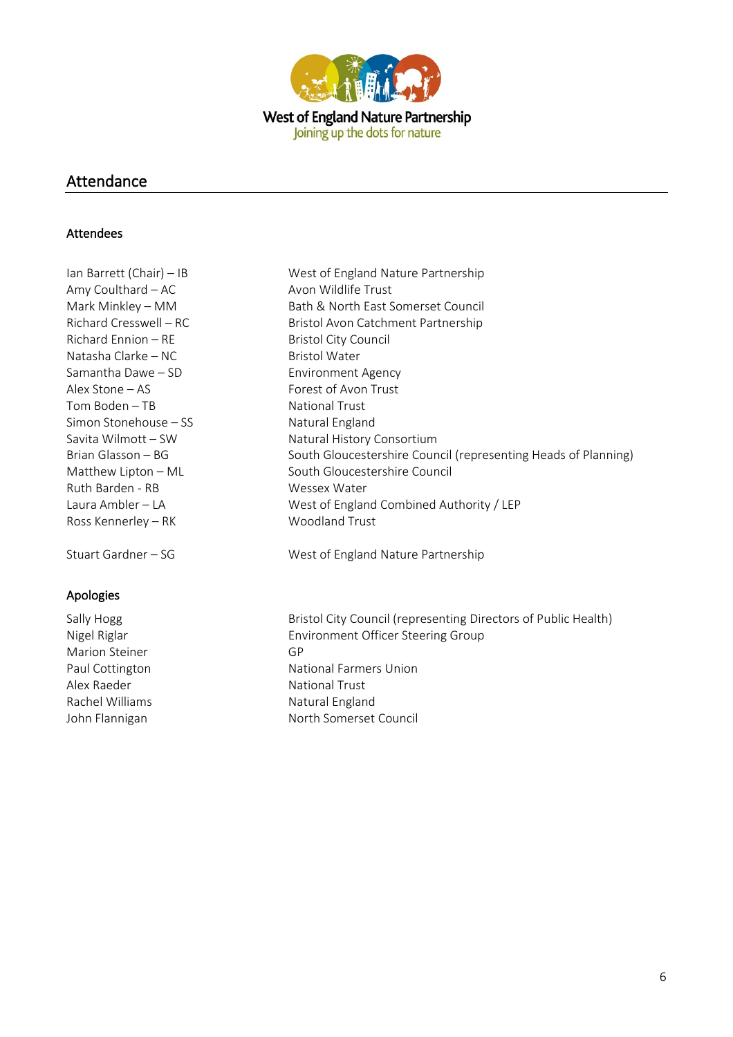West of England Nature Partnership
Joining up the dots for nature

## Attendance

### Attendees

| | |
|---|---|
| Ian Barrett (Chair) – IB | West of England Nature Partnership |
| Amy Coulthard – AC | Avon Wildlife Trust |
| Mark Minkley – MM | Bath & North East Somerset Council |
| Richard Cresswell – RC | Bristol Avon Catchment Partnership |
| Richard Ennion – RE | Bristol City Council |
| Natasha Clarke – NC | Bristol Water |
| Samantha Dawe – SD | Environment Agency |
| Alex Stone – AS | Forest of Avon Trust |
| Tom Boden – TB | National Trust |
| Simon Stonehouse – SS | Natural England |
| Savita Wilmott – SW | Natural History Consortium |
| Brian Glasson – BG | South Gloucestershire Council (representing Heads of Planning) |
| Matthew Lipton – ML | South Gloucestershire Council |
| Ruth Barden - RB | Wessex Water |
| Laura Ambler – LA | West of England Combined Authority / LEP |
| Ross Kennerley – RK | Woodland Trust |
| Stuart Gardner – SG | West of England Nature Partnership |

### Apologies

| | |
|---|---|
| Sally Hogg | Bristol City Council (representing Directors of Public Health) |
| Nigel Riglar | Environment Officer Steering Group |
| Marion Steiner | GP |
| Paul Cottington | National Farmers Union |
| Alex Raeder | National Trust |
| Rachel Williams | Natural England |
| John Flannigan | North Somerset Council |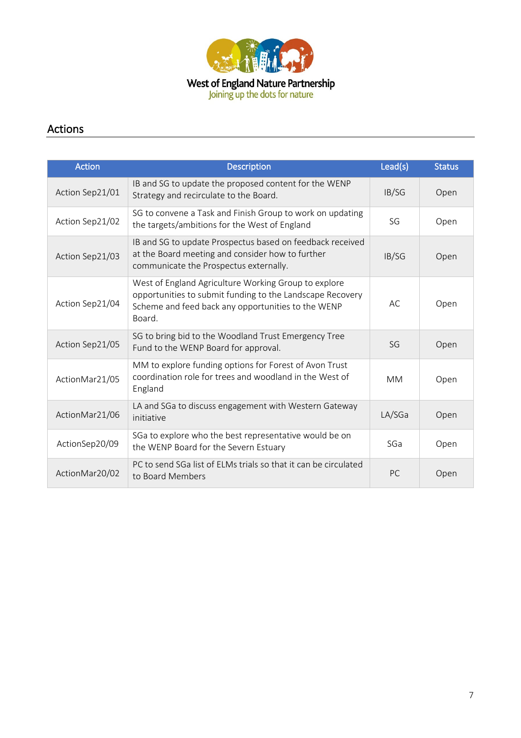West of England Nature Partnership
Joining up the dots for nature

## Actions

| Action | Description | Lead(s) | Status |
|---|---|---|---|
| Action Sep21/01 | IB and SG to update the proposed content for the WENP Strategy and recirculate to the Board. | IB/SG | Open |
| Action Sep21/02 | SG to convene a Task and Finish Group to work on updating the targets/ambitions for the West of England | SG | Open |
| Action Sep21/03 | IB and SG to update Prospectus based on feedback received at the Board meeting and consider how to further communicate the Prospectus externally. | IB/SG | Open |
| Action Sep21/04 | West of England Agriculture Working Group to explore opportunities to submit funding to the Landscape Recovery Scheme and feed back any opportunities to the WENP Board. | AC | Open |
| Action Sep21/05 | SG to bring bid to the Woodland Trust Emergency Tree Fund to the WENP Board for approval. | SG | Open |
| ActionMar21/05 | MM to explore funding options for Forest of Avon Trust coordination role for trees and woodland in the West of England | MM | Open |
| ActionMar21/06 | LA and SGa to discuss engagement with Western Gateway initiative | LA/SGa | Open |
| ActionSep20/09 | SGa to explore who the best representative would be on the WENP Board for the Severn Estuary | SGa | Open |
| ActionMar20/02 | PC to send SGa list of ELMs trials so that it can be circulated to Board Members | PC | Open |